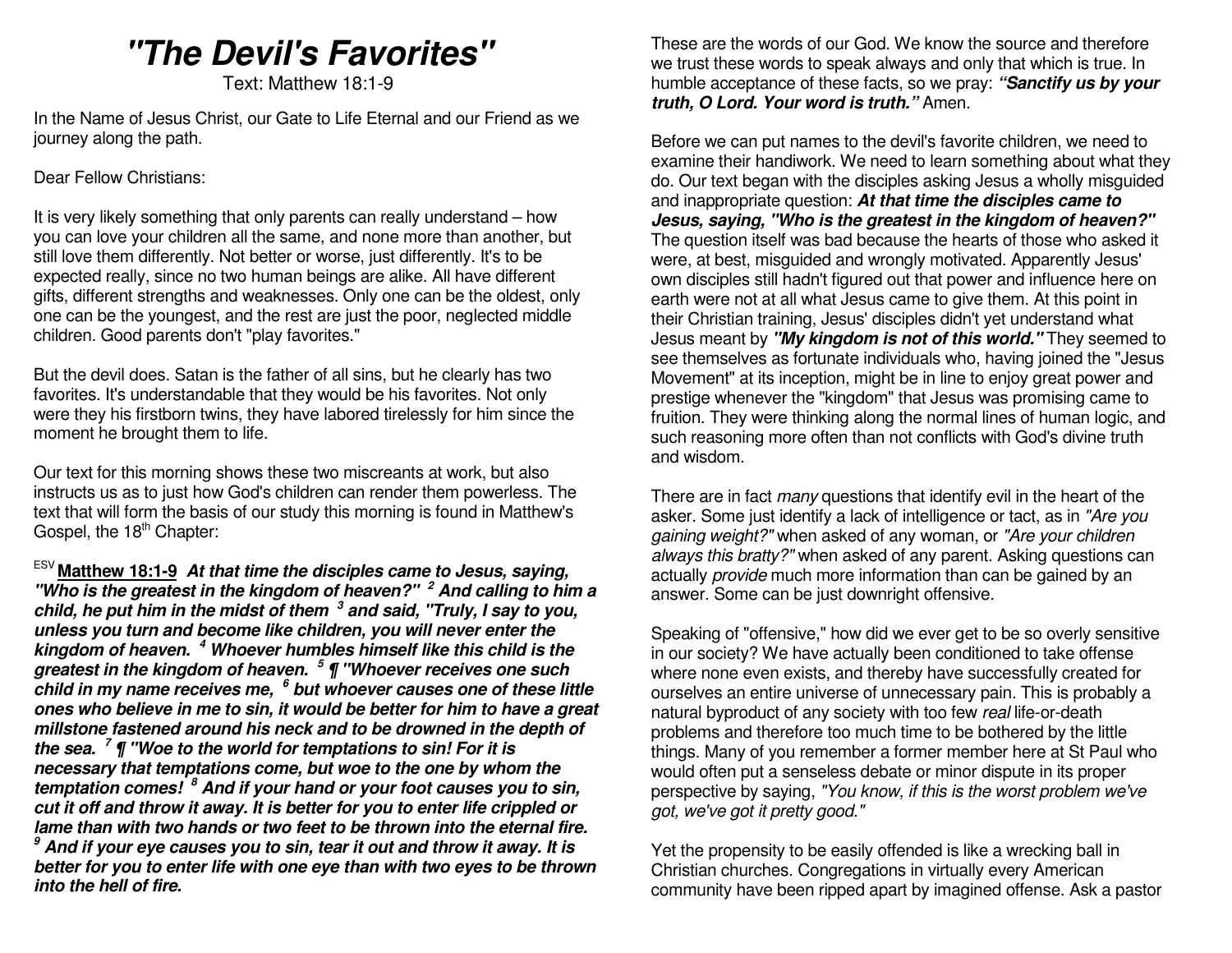# "The Devil's Favorites"

Text: Matthew 18:1-9

In the Name of Jesus Christ, our Gate to Life Eternal and our Friend as we journey along the path.

Dear Fellow Christians:

It is very likely something that only parents can really understand – how you can love your children all the same, and none more than another, but still love them differently. Not better or worse, just differently. It's to be expected really, since no two human beings are alike. All have different gifts, different strengths and weaknesses. Only one can be the oldest, only one can be the youngest, and the rest are just the poor, neglected middle children. Good parents don't "play favorites."

But the devil does. Satan is the father of all sins, but he clearly has two favorites. It's understandable that they would be his favorites. Not only were they his firstborn twins, they have labored tirelessly for him since the moment he brought them to life.

Our text for this morning shows these two miscreants at work, but also instructs us as to just how God's children can render them powerless. The text that will form the basis of our study this morning is found in Matthew's Gospel, the 18th Chapter:

ESV **Matthew 18:1-9** ***At that time the disciples came to Jesus, saying, "Who is the greatest in the kingdom of heaven?" 2 And calling to him a child, he put him in the midst of them 3 and said, "Truly, I say to you, unless you turn and become like children, you will never enter the kingdom of heaven. 4 Whoever humbles himself like this child is the greatest in the kingdom of heaven. 5 ¶ "Whoever receives one such child in my name receives me, 6 but whoever causes one of these little ones who believe in me to sin, it would be better for him to have a great millstone fastened around his neck and to be drowned in the depth of the sea. 7 ¶ "Woe to the world for temptations to sin! For it is necessary that temptations come, but woe to the one by whom the temptation comes! 8 And if your hand or your foot causes you to sin, cut it off and throw it away. It is better for you to enter life crippled or lame than with two hands or two feet to be thrown into the eternal fire. 9 And if your eye causes you to sin, tear it out and throw it away. It is better for you to enter life with one eye than with two eyes to be thrown into the hell of fire.***

These are the words of our God. We know the source and therefore we trust these words to speak always and only that which is true. In humble acceptance of these facts, so we pray: ***"Sanctify us by your truth, O Lord. Your word is truth."*** Amen.

Before we can put names to the devil's favorite children, we need to examine their handiwork. We need to learn something about what they do. Our text began with the disciples asking Jesus a wholly misguided and inappropriate question: ***At that time the disciples came to Jesus, saying, "Who is the greatest in the kingdom of heaven?"*** The question itself was bad because the hearts of those who asked it were, at best, misguided and wrongly motivated. Apparently Jesus' own disciples still hadn't figured out that power and influence here on earth were not at all what Jesus came to give them. At this point in their Christian training, Jesus' disciples didn't yet understand what Jesus meant by ***"My kingdom is not of this world."*** They seemed to see themselves as fortunate individuals who, having joined the "Jesus Movement" at its inception, might be in line to enjoy great power and prestige whenever the "kingdom" that Jesus was promising came to fruition. They were thinking along the normal lines of human logic, and such reasoning more often than not conflicts with God's divine truth and wisdom.

There are in fact *many* questions that identify evil in the heart of the asker. Some just identify a lack of intelligence or tact, as in *"Are you gaining weight?"* when asked of any woman, or *"Are your children always this bratty?"* when asked of any parent. Asking questions can actually *provide* much more information than can be gained by an answer. Some can be just downright offensive.

Speaking of "offensive," how did we ever get to be so overly sensitive in our society? We have actually been conditioned to take offense where none even exists, and thereby have successfully created for ourselves an entire universe of unnecessary pain. This is probably a natural byproduct of any society with too few *real* life-or-death problems and therefore too much time to be bothered by the little things. Many of you remember a former member here at St Paul who would often put a senseless debate or minor dispute in its proper perspective by saying, *"You know, if this is the worst problem we've got, we've got it pretty good."*

Yet the propensity to be easily offended is like a wrecking ball in Christian churches. Congregations in virtually every American community have been ripped apart by imagined offense. Ask a pastor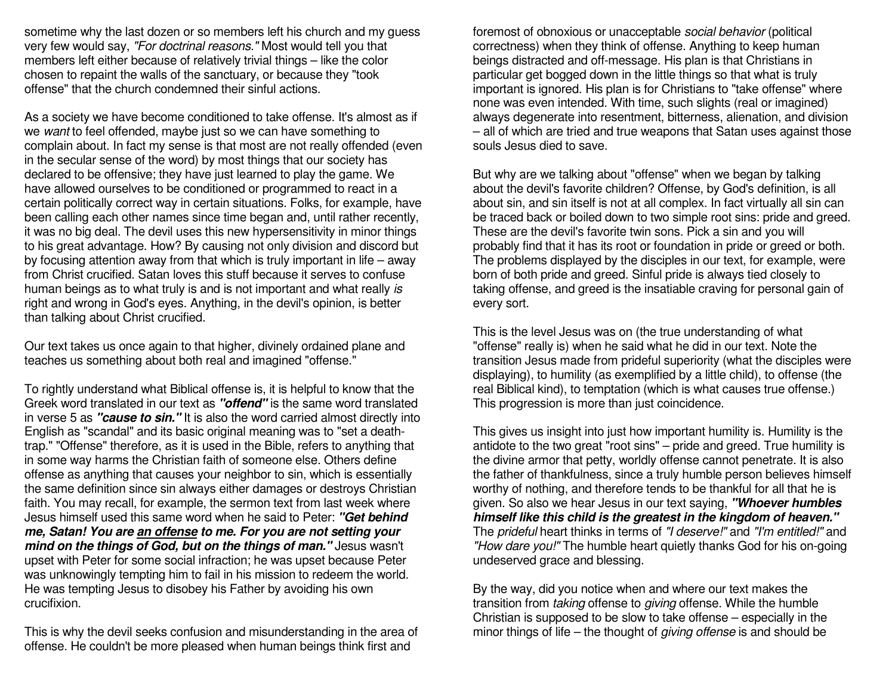sometime why the last dozen or so members left his church and my guess very few would say, *"For doctrinal reasons."* Most would tell you that members left either because of relatively trivial things – like the color chosen to repaint the walls of the sanctuary, or because they "took offense" that the church condemned their sinful actions.

As a society we have become conditioned to take offense. It's almost as if we *want* to feel offended, maybe just so we can have something to complain about. In fact my sense is that most are not really offended (even in the secular sense of the word) by most things that our society has declared to be offensive; they have just learned to play the game. We have allowed ourselves to be conditioned or programmed to react in a certain politically correct way in certain situations. Folks, for example, have been calling each other names since time began and, until rather recently, it was no big deal. The devil uses this new hypersensitivity in minor things to his great advantage. How? By causing not only division and discord but by focusing attention away from that which is truly important in life – away from Christ crucified. Satan loves this stuff because it serves to confuse human beings as to what truly is and is not important and what really *is* right and wrong in God's eyes. Anything, in the devil's opinion, is better than talking about Christ crucified.

Our text takes us once again to that higher, divinely ordained plane and teaches us something about both real and imagined "offense."

To rightly understand what Biblical offense is, it is helpful to know that the Greek word translated in our text as ***"offend"*** is the same word translated in verse 5 as ***"cause to sin."*** It is also the word carried almost directly into English as "scandal" and its basic original meaning was to "set a death-trap." "Offense" therefore, as it is used in the Bible, refers to anything that in some way harms the Christian faith of someone else. Others define offense as anything that causes your neighbor to sin, which is essentially the same definition since sin always either damages or destroys Christian faith. You may recall, for example, the sermon text from last week where Jesus himself used this same word when he said to Peter: ***"Get behind me, Satan! You are <u>an offense</u> to me. For you are not setting your mind on the things of God, but on the things of man."*** Jesus wasn't upset with Peter for some social infraction; he was upset because Peter was unknowingly tempting him to fail in his mission to redeem the world. He was tempting Jesus to disobey his Father by avoiding his own crucifixion.

This is why the devil seeks confusion and misunderstanding in the area of offense. He couldn't be more pleased when human beings think first and foremost of obnoxious or unacceptable *social behavior* (political correctness) when they think of offense. Anything to keep human beings distracted and off-message. His plan is that Christians in particular get bogged down in the little things so that what is truly important is ignored. His plan is for Christians to "take offense" where none was even intended. With time, such slights (real or imagined) always degenerate into resentment, bitterness, alienation, and division – all of which are tried and true weapons that Satan uses against those souls Jesus died to save.

But why are we talking about "offense" when we began by talking about the devil's favorite children? Offense, by God's definition, is all about sin, and sin itself is not at all complex. In fact virtually all sin can be traced back or boiled down to two simple root sins: pride and greed. These are the devil's favorite twin sons. Pick a sin and you will probably find that it has its root or foundation in pride or greed or both. The problems displayed by the disciples in our text, for example, were born of both pride and greed. Sinful pride is always tied closely to taking offense, and greed is the insatiable craving for personal gain of every sort.

This is the level Jesus was on (the true understanding of what "offense" really is) when he said what he did in our text. Note the transition Jesus made from prideful superiority (what the disciples were displaying), to humility (as exemplified by a little child), to offense (the real Biblical kind), to temptation (which is what causes true offense.) This progression is more than just coincidence.

This gives us insight into just how important humility is. Humility is the antidote to the two great "root sins" – pride and greed. True humility is the divine armor that petty, worldly offense cannot penetrate. It is also the father of thankfulness, since a truly humble person believes himself worthy of nothing, and therefore tends to be thankful for all that he is given. So also we hear Jesus in our text saying, ***"Whoever humbles himself like this child is the greatest in the kingdom of heaven."*** The *prideful* heart thinks in terms of *"I deserve!"* and *"I'm entitled!"* and *"How dare you!"* The humble heart quietly thanks God for his on-going undeserved grace and blessing.

By the way, did you notice when and where our text makes the transition from *taking* offense to *giving* offense. While the humble Christian is supposed to be slow to take offense – especially in the minor things of life – the thought of *giving offense* is and should be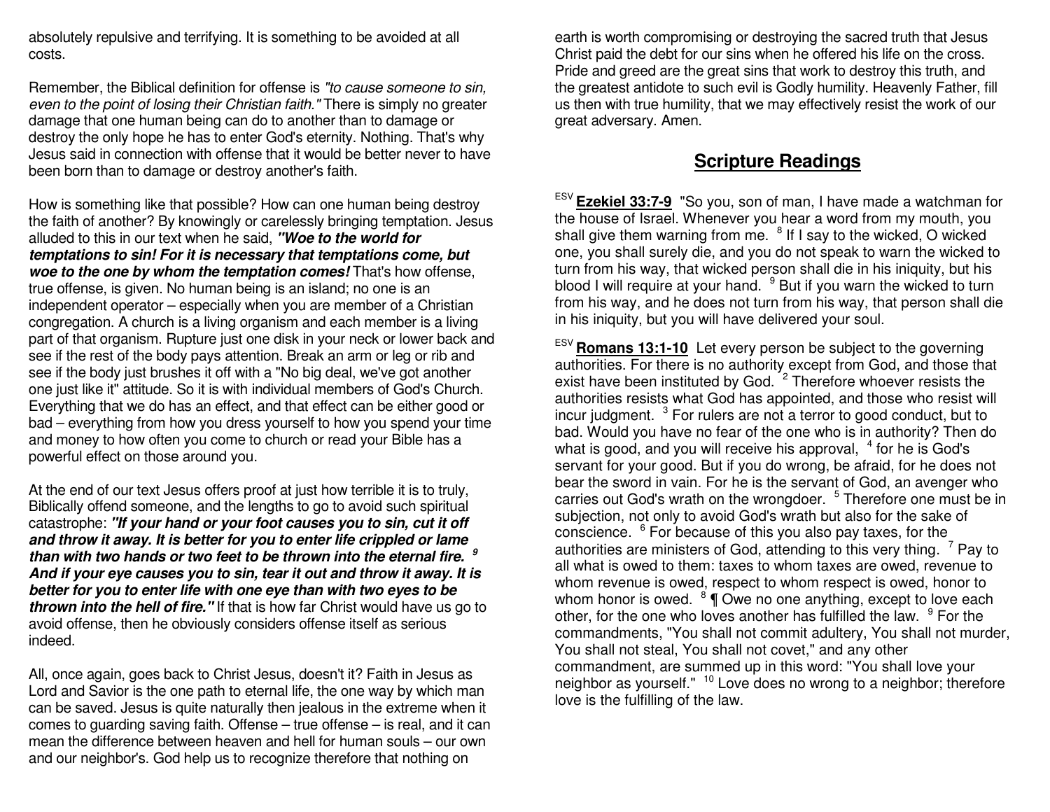absolutely repulsive and terrifying. It is something to be avoided at all costs.

Remember, the Biblical definition for offense is *"to cause someone to sin, even to the point of losing their Christian faith."* There is simply no greater damage that one human being can do to another than to damage or destroy the only hope he has to enter God's eternity. Nothing. That's why Jesus said in connection with offense that it would be better never to have been born than to damage or destroy another's faith.

How is something like that possible? How can one human being destroy the faith of another? By knowingly or carelessly bringing temptation. Jesus alluded to this in our text when he said, ***"Woe to the world for temptations to sin! For it is necessary that temptations come, but woe to the one by whom the temptation comes!*** That's how offense, true offense, is given. No human being is an island; no one is an independent operator – especially when you are member of a Christian congregation. A church is a living organism and each member is a living part of that organism. Rupture just one disk in your neck or lower back and see if the rest of the body pays attention. Break an arm or leg or rib and see if the body just brushes it off with a "No big deal, we've got another one just like it" attitude. So it is with individual members of God's Church. Everything that we do has an effect, and that effect can be either good or bad – everything from how you dress yourself to how you spend your time and money to how often you come to church or read your Bible has a powerful effect on those around you.

At the end of our text Jesus offers proof at just how terrible it is to truly, Biblically offend someone, and the lengths to go to avoid such spiritual catastrophe: ***"If your hand or your foot causes you to sin, cut it off and throw it away. It is better for you to enter life crippled or lame than with two hands or two feet to be thrown into the eternal fire. [9] And if your eye causes you to sin, tear it out and throw it away. It is better for you to enter life with one eye than with two eyes to be thrown into the hell of fire."*** If that is how far Christ would have us go to avoid offense, then he obviously considers offense itself as serious indeed.

All, once again, goes back to Christ Jesus, doesn't it? Faith in Jesus as Lord and Savior is the one path to eternal life, the one way by which man can be saved. Jesus is quite naturally then jealous in the extreme when it comes to guarding saving faith. Offense – true offense – is real, and it can mean the difference between heaven and hell for human souls – our own and our neighbor's. God help us to recognize therefore that nothing on earth is worth compromising or destroying the sacred truth that Jesus Christ paid the debt for our sins when he offered his life on the cross. Pride and greed are the great sins that work to destroy this truth, and the greatest antidote to such evil is Godly humility. Heavenly Father, fill us then with true humility, that we may effectively resist the work of our great adversary. Amen.

## Scripture Readings

ESV **Ezekiel 33:7-9** "So you, son of man, I have made a watchman for the house of Israel. Whenever you hear a word from my mouth, you shall give them warning from me. [8] If I say to the wicked, O wicked one, you shall surely die, and you do not speak to warn the wicked to turn from his way, that wicked person shall die in his iniquity, but his blood I will require at your hand. [9] But if you warn the wicked to turn from his way, and he does not turn from his way, that person shall die in his iniquity, but you will have delivered your soul.

ESV **Romans 13:1-10** Let every person be subject to the governing authorities. For there is no authority except from God, and those that exist have been instituted by God. [2] Therefore whoever resists the authorities resists what God has appointed, and those who resist will incur judgment. [3] For rulers are not a terror to good conduct, but to bad. Would you have no fear of the one who is in authority? Then do what is good, and you will receive his approval, [4] for he is God's servant for your good. But if you do wrong, be afraid, for he does not bear the sword in vain. For he is the servant of God, an avenger who carries out God's wrath on the wrongdoer. [5] Therefore one must be in subjection, not only to avoid God's wrath but also for the sake of conscience. [6] For because of this you also pay taxes, for the authorities are ministers of God, attending to this very thing. [7] Pay to all what is owed to them: taxes to whom taxes are owed, revenue to whom revenue is owed, respect to whom respect is owed, honor to whom honor is owed. [8] ¶ Owe no one anything, except to love each other, for the one who loves another has fulfilled the law. [9] For the commandments, "You shall not commit adultery, You shall not murder, You shall not steal, You shall not covet," and any other commandment, are summed up in this word: "You shall love your neighbor as yourself." [10] Love does no wrong to a neighbor; therefore love is the fulfilling of the law.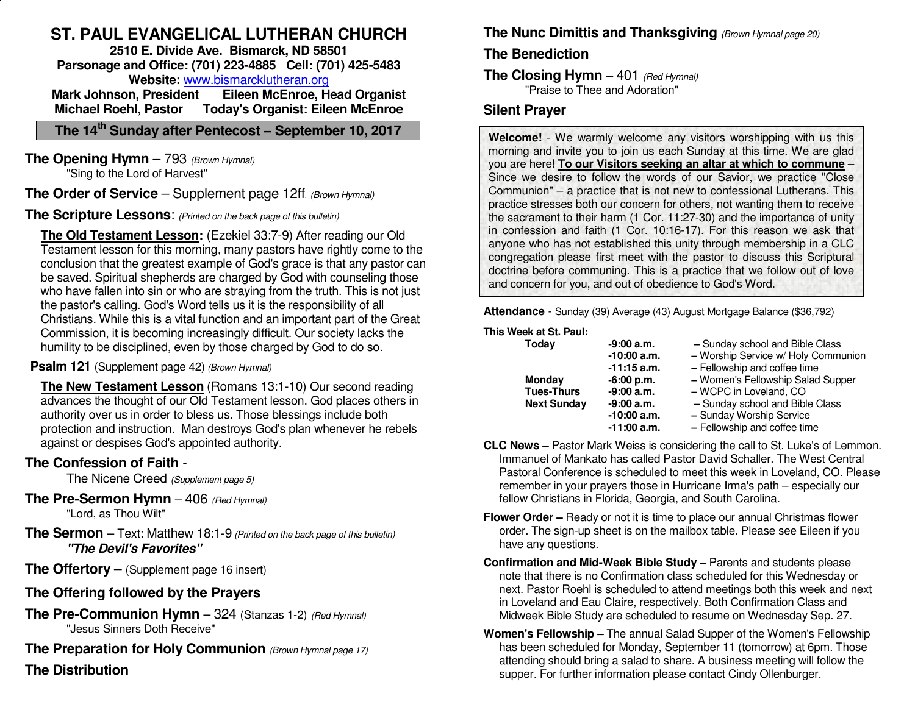# ST. PAUL EVANGELICAL LUTHERAN CHURCH

**2510 E. Divide Ave. Bismarck, ND 58501**
**Parsonage and Office: (701) 223-4885 Cell: (701) 425-5483**
**Website:** www.bismarcklutheran.org
**Mark Johnson, President Eileen McEnroe, Head Organist**
**Michael Roehl, Pastor Today's Organist: Eileen McEnroe**

## The 14th Sunday after Pentecost – September 10, 2017

**The Opening Hymn** – 793 *(Brown Hymnal)*
"Sing to the Lord of Harvest"

**The Order of Service** – Supplement page 12ff. *(Brown Hymnal)*

**The Scripture Lessons**: *(Printed on the back page of this bulletin)*

**The Old Testament Lesson:** (Ezekiel 33:7-9) After reading our Old Testament lesson for this morning, many pastors have rightly come to the conclusion that the greatest example of God's grace is that any pastor can be saved. Spiritual shepherds are charged by God with counseling those who have fallen into sin or who are straying from the truth. This is not just the pastor's calling. God's Word tells us it is the responsibility of all Christians. While this is a vital function and an important part of the Great Commission, it is becoming increasingly difficult. Our society lacks the humility to be disciplined, even by those charged by God to do so.

**Psalm 121** (Supplement page 42) *(Brown Hymnal)*

**The New Testament Lesson** (Romans 13:1-10) Our second reading advances the thought of our Old Testament lesson. God places others in authority over us in order to bless us. Those blessings include both protection and instruction. Man destroys God's plan whenever he rebels against or despises God's appointed authority.

**The Confession of Faith** -
The Nicene Creed *(Supplement page 5)*

**The Pre-Sermon Hymn** – 406 *(Red Hymnal)*
"Lord, as Thou Wilt"

**The Sermon** – Text: Matthew 18:1-9 *(Printed on the back page of this bulletin)*
***"The Devil's Favorites"***

**The Offertory –** (Supplement page 16 insert)

**The Offering followed by the Prayers**

**The Pre-Communion Hymn** – 324 (Stanzas 1-2) *(Red Hymnal)*
"Jesus Sinners Doth Receive"

**The Preparation for Holy Communion** *(Brown Hymnal page 17)*

**The Distribution**

**The Nunc Dimittis and Thanksgiving** *(Brown Hymnal page 20)*

**The Benediction**

**The Closing Hymn** – 401 *(Red Hymnal)*
"Praise to Thee and Adoration"

**Silent Prayer**

**Welcome!** - We warmly welcome any visitors worshipping with us this morning and invite you to join us each Sunday at this time. We are glad you are here! **To our Visitors seeking an altar at which to commune** – Since we desire to follow the words of our Savior, we practice "Close Communion" – a practice that is not new to confessional Lutherans. This practice stresses both our concern for others, not wanting them to receive the sacrament to their harm (1 Cor. 11:27-30) and the importance of unity in confession and faith (1 Cor. 10:16-17). For this reason we ask that anyone who has not established this unity through membership in a CLC congregation please first meet with the pastor to discuss this Scriptural doctrine before communing. This is a practice that we follow out of love and concern for you, and out of obedience to God's Word.

**Attendance** - Sunday (39) Average (43) August Mortgage Balance ($36,792)

**This Week at St. Paul:**

| | | |
|---|---|---|
| **Today** | **-9:00 a.m.** | – Sunday school and Bible Class |
| | **-10:00 a.m.** | – Worship Service w/ Holy Communion |
| | **-11:15 a.m.** | – Fellowship and coffee time |
| **Monday** | **-6:00 p.m.** | – Women's Fellowship Salad Supper |
| **Tues-Thurs** | **-9:00 a.m.** | – WCPC in Loveland, CO |
| **Next Sunday** | **-9:00 a.m.** | – Sunday school and Bible Class |
| | **-10:00 a.m.** | – Sunday Worship Service |
| | **-11:00 a.m.** | – Fellowship and coffee time |

**CLC News –** Pastor Mark Weiss is considering the call to St. Luke's of Lemmon. Immanuel of Mankato has called Pastor David Schaller. The West Central Pastoral Conference is scheduled to meet this week in Loveland, CO. Please remember in your prayers those in Hurricane Irma's path – especially our fellow Christians in Florida, Georgia, and South Carolina.

**Flower Order –** Ready or not it is time to place our annual Christmas flower order. The sign-up sheet is on the mailbox table. Please see Eileen if you have any questions.

**Confirmation and Mid-Week Bible Study –** Parents and students please note that there is no Confirmation class scheduled for this Wednesday or next. Pastor Roehl is scheduled to attend meetings both this week and next in Loveland and Eau Claire, respectively. Both Confirmation Class and Midweek Bible Study are scheduled to resume on Wednesday Sep. 27.

**Women's Fellowship –** The annual Salad Supper of the Women's Fellowship has been scheduled for Monday, September 11 (tomorrow) at 6pm. Those attending should bring a salad to share. A business meeting will follow the supper. For further information please contact Cindy Ollenburger.